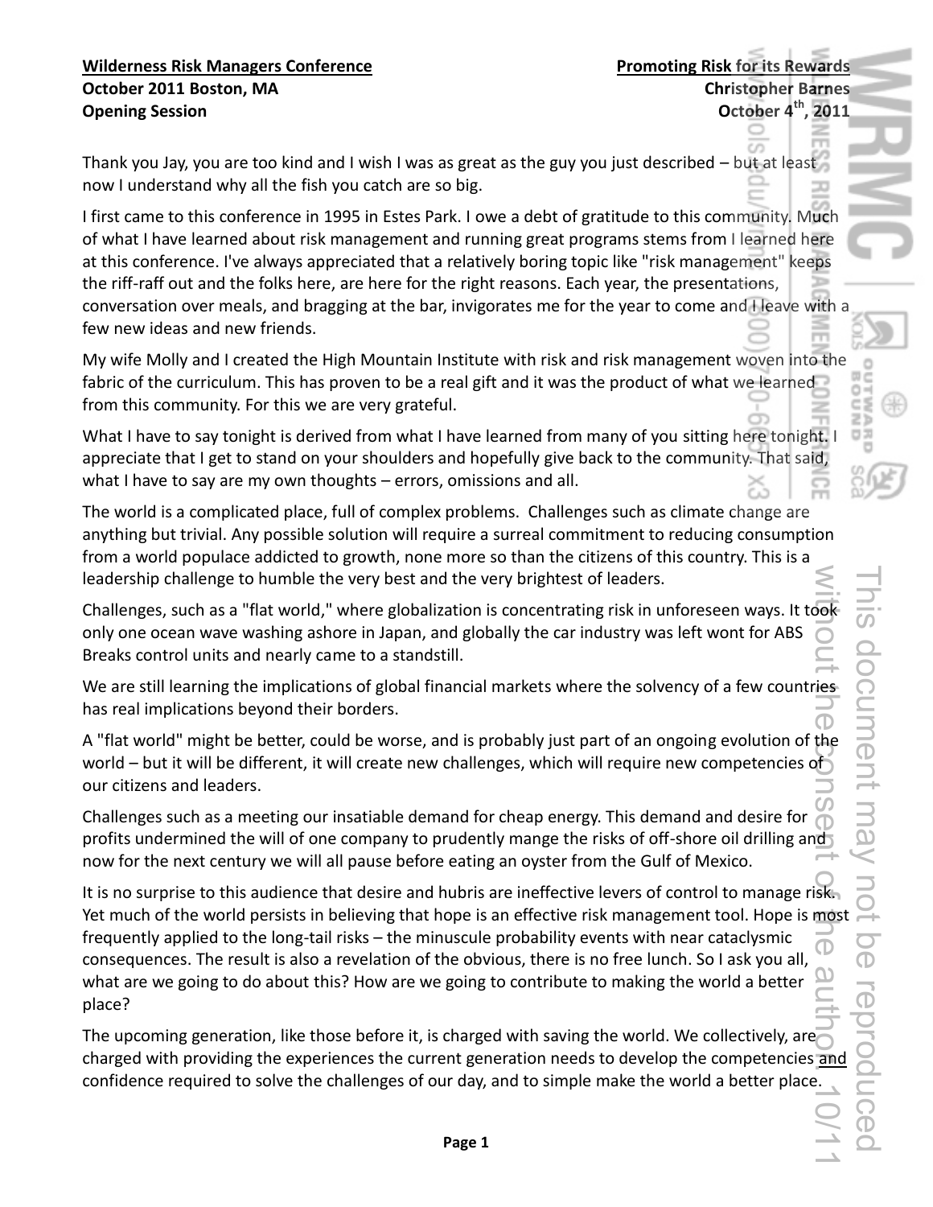**Wilderness Risk Managers Conference** | **Promoting Risk for its Rewards**
**October 2011 Boston, MA** | **Christopher Barnes**
**Opening Session** | **October 4th, 2011**

Thank you Jay, you are too kind and I wish I was as great as the guy you just described – but at least now I understand why all the fish you catch are so big.

I first came to this conference in 1995 in Estes Park. I owe a debt of gratitude to this community. Much of what I have learned about risk management and running great programs stems from I learned here at this conference. I've always appreciated that a relatively boring topic like "risk management" keeps the riff-raff out and the folks here, are here for the right reasons. Each year, the presentations, conversation over meals, and bragging at the bar, invigorates me for the year to come and I leave with a few new ideas and new friends.

My wife Molly and I created the High Mountain Institute with risk and risk management woven into the fabric of the curriculum. This has proven to be a real gift and it was the product of what we learned from this community. For this we are very grateful.

What I have to say tonight is derived from what I have learned from many of you sitting here tonight. I appreciate that I get to stand on your shoulders and hopefully give back to the community. That said, what I have to say are my own thoughts – errors, omissions and all.

The world is a complicated place, full of complex problems. Challenges such as climate change are anything but trivial. Any possible solution will require a surreal commitment to reducing consumption from a world populace addicted to growth, none more so than the citizens of this country. This is a leadership challenge to humble the very best and the very brightest of leaders.

Challenges, such as a "flat world," where globalization is concentrating risk in unforeseen ways. It took only one ocean wave washing ashore in Japan, and globally the car industry was left wont for ABS Breaks control units and nearly came to a standstill.

We are still learning the implications of global financial markets where the solvency of a few countries has real implications beyond their borders.

A "flat world" might be better, could be worse, and is probably just part of an ongoing evolution of the world – but it will be different, it will create new challenges, which will require new competencies of our citizens and leaders.

Challenges such as a meeting our insatiable demand for cheap energy. This demand and desire for profits undermined the will of one company to prudently mange the risks of off-shore oil drilling and now for the next century we will all pause before eating an oyster from the Gulf of Mexico.

It is no surprise to this audience that desire and hubris are ineffective levers of control to manage risk. Yet much of the world persists in believing that hope is an effective risk management tool. Hope is most frequently applied to the long-tail risks – the minuscule probability events with near cataclysmic consequences. The result is also a revelation of the obvious, there is no free lunch. So I ask you all, what are we going to do about this? How are we going to contribute to making the world a better place?

The upcoming generation, like those before it, is charged with saving the world. We collectively, are charged with providing the experiences the current generation needs to develop the competencies and confidence required to solve the challenges of our day, and to simple make the world a better place.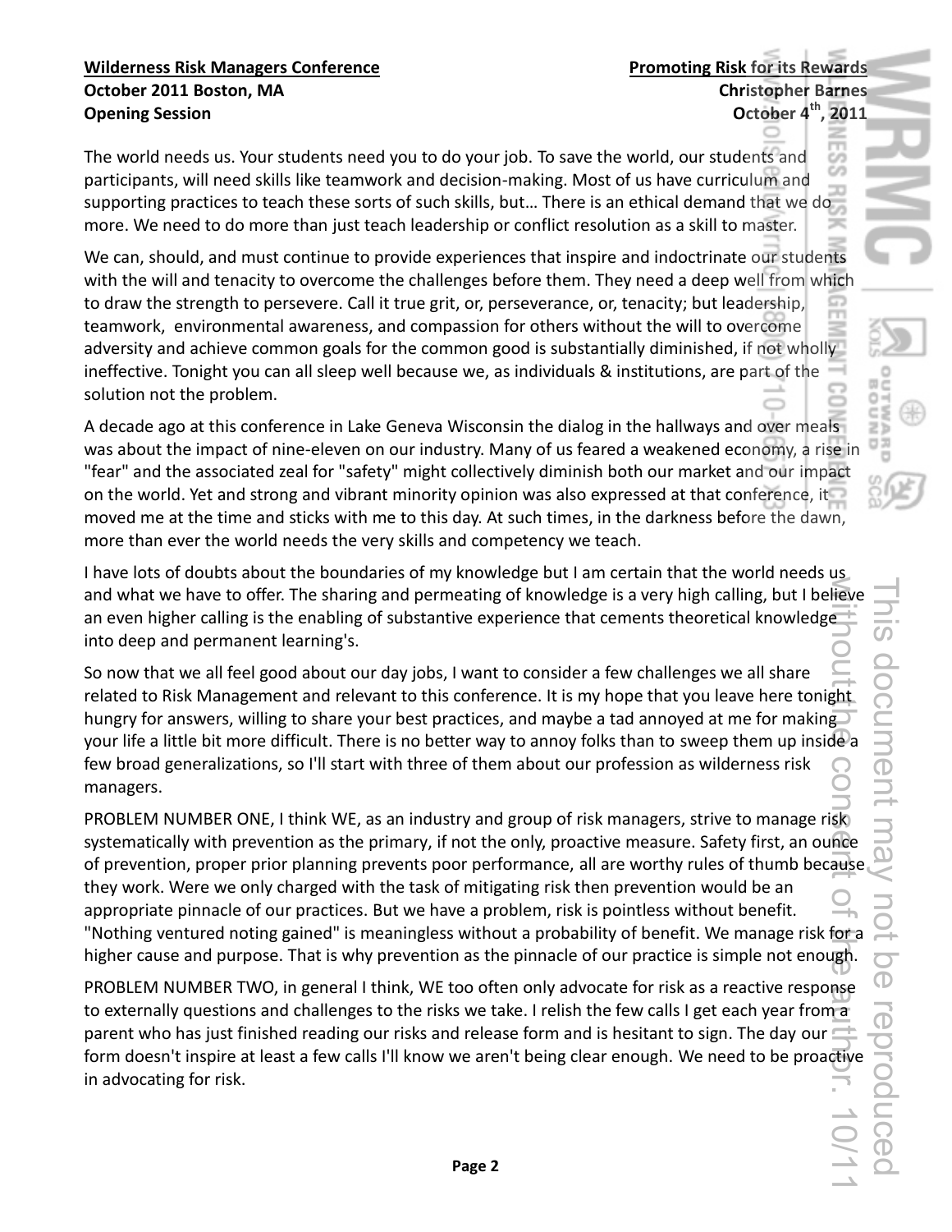The world needs us. Your students need you to do your job. To save the world, our students and participants, will need skills like teamwork and decision-making. Most of us have curriculum and supporting practices to teach these sorts of such skills, but… There is an ethical demand that we do more. We need to do more than just teach leadership or conflict resolution as a skill to master.

We can, should, and must continue to provide experiences that inspire and indoctrinate our students with the will and tenacity to overcome the challenges before them. They need a deep well from which to draw the strength to persevere. Call it true grit, or, perseverance, or, tenacity; but leadership, teamwork, environmental awareness, and compassion for others without the will to overcome adversity and achieve common goals for the common good is substantially diminished, if not wholly ineffective. Tonight you can all sleep well because we, as individuals & institutions, are part of the solution not the problem.

A decade ago at this conference in Lake Geneva Wisconsin the dialog in the hallways and over meals was about the impact of nine-eleven on our industry. Many of us feared a weakened economy, a rise in "fear" and the associated zeal for "safety" might collectively diminish both our market and our impact on the world. Yet and strong and vibrant minority opinion was also expressed at that conference, it moved me at the time and sticks with me to this day. At such times, in the darkness before the dawn, more than ever the world needs the very skills and competency we teach.

I have lots of doubts about the boundaries of my knowledge but I am certain that the world needs us and what we have to offer. The sharing and permeating of knowledge is a very high calling, but I believe an even higher calling is the enabling of substantive experience that cements theoretical knowledge into deep and permanent learning's.

So now that we all feel good about our day jobs, I want to consider a few challenges we all share related to Risk Management and relevant to this conference. It is my hope that you leave here tonight hungry for answers, willing to share your best practices, and maybe a tad annoyed at me for making your life a little bit more difficult. There is no better way to annoy folks than to sweep them up inside a few broad generalizations, so I'll start with three of them about our profession as wilderness risk managers.

PROBLEM NUMBER ONE, I think WE, as an industry and group of risk managers, strive to manage risk systematically with prevention as the primary, if not the only, proactive measure. Safety first, an ounce of prevention, proper prior planning prevents poor performance, all are worthy rules of thumb because they work. Were we only charged with the task of mitigating risk then prevention would be an appropriate pinnacle of our practices. But we have a problem, risk is pointless without benefit. "Nothing ventured noting gained" is meaningless without a probability of benefit. We manage risk for a higher cause and purpose. That is why prevention as the pinnacle of our practice is simple not enough.

PROBLEM NUMBER TWO, in general I think, WE too often only advocate for risk as a reactive response to externally questions and challenges to the risks we take. I relish the few calls I get each year from a parent who has just finished reading our risks and release form and is hesitant to sign. The day our form doesn't inspire at least a few calls I'll know we aren't being clear enough. We need to be proactive in advocating for risk.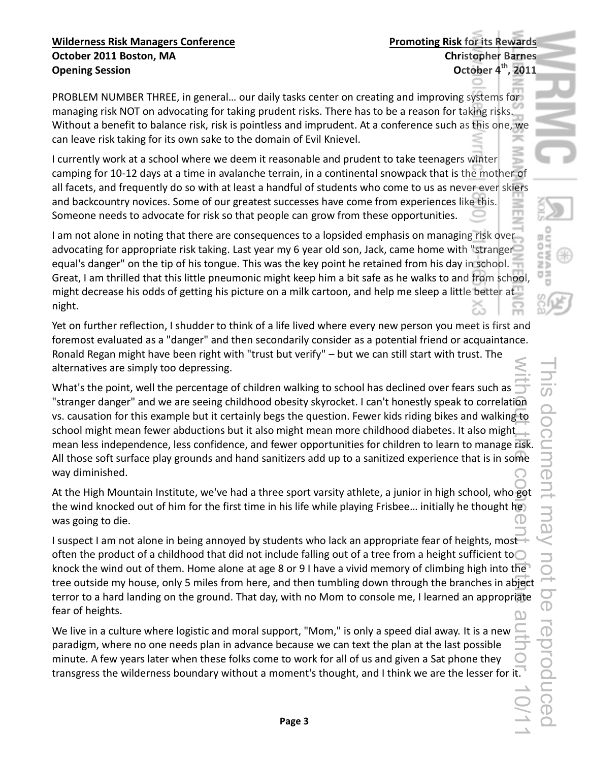PROBLEM NUMBER THREE, in general… our daily tasks center on creating and improving systems for managing risk NOT on advocating for taking prudent risks. There has to be a reason for taking risks. Without a benefit to balance risk, risk is pointless and imprudent. At a conference such as this one, we can leave risk taking for its own sake to the domain of Evil Knievel.

I currently work at a school where we deem it reasonable and prudent to take teenagers winter camping for 10-12 days at a time in avalanche terrain, in a continental snowpack that is the mother of all facets, and frequently do so with at least a handful of students who come to us as never ever skiers and backcountry novices. Some of our greatest successes have come from experiences like this. Someone needs to advocate for risk so that people can grow from these opportunities.

I am not alone in noting that there are consequences to a lopsided emphasis on managing risk over advocating for appropriate risk taking. Last year my 6 year old son, Jack, came home with "stranger equal's danger" on the tip of his tongue. This was the key point he retained from his day in school. Great, I am thrilled that this little pneumonic might keep him a bit safe as he walks to and from school, might decrease his odds of getting his picture on a milk cartoon, and help me sleep a little better at night.

Yet on further reflection, I shudder to think of a life lived where every new person you meet is first and foremost evaluated as a "danger" and then secondarily consider as a potential friend or acquaintance. Ronald Regan might have been right with "trust but verify" – but we can still start with trust. The alternatives are simply too depressing.

What's the point, well the percentage of children walking to school has declined over fears such as "stranger danger" and we are seeing childhood obesity skyrocket. I can't honestly speak to correlation vs. causation for this example but it certainly begs the question. Fewer kids riding bikes and walking to school might mean fewer abductions but it also might mean more childhood diabetes. It also might mean less independence, less confidence, and fewer opportunities for children to learn to manage risk. All those soft surface play grounds and hand sanitizers add up to a sanitized experience that is in some way diminished.

At the High Mountain Institute, we've had a three sport varsity athlete, a junior in high school, who got the wind knocked out of him for the first time in his life while playing Frisbee… initially he thought he was going to die.

I suspect I am not alone in being annoyed by students who lack an appropriate fear of heights, most often the product of a childhood that did not include falling out of a tree from a height sufficient to knock the wind out of them. Home alone at age 8 or 9 I have a vivid memory of climbing high into the tree outside my house, only 5 miles from here, and then tumbling down through the branches in abject terror to a hard landing on the ground. That day, with no Mom to console me, I learned an appropriate fear of heights.

We live in a culture where logistic and moral support, "Mom," is only a speed dial away. It is a new paradigm, where no one needs plan in advance because we can text the plan at the last possible minute. A few years later when these folks come to work for all of us and given a Sat phone they transgress the wilderness boundary without a moment's thought, and I think we are the lesser for it.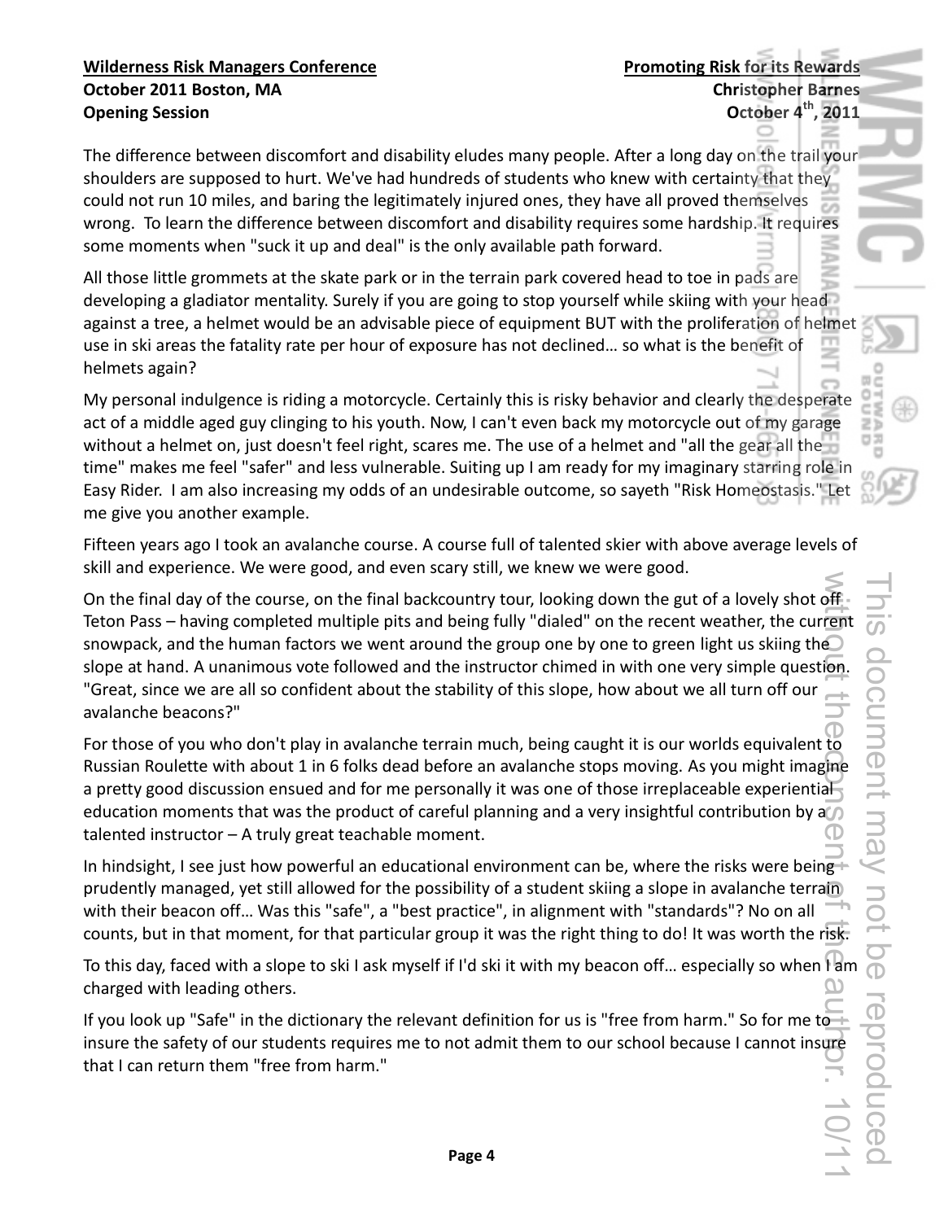The difference between discomfort and disability eludes many people. After a long day on the trail your shoulders are supposed to hurt. We've had hundreds of students who knew with certainty that they could not run 10 miles, and baring the legitimately injured ones, they have all proved themselves wrong. To learn the difference between discomfort and disability requires some hardship. It requires some moments when "suck it up and deal" is the only available path forward.

All those little grommets at the skate park or in the terrain park covered head to toe in pads are developing a gladiator mentality. Surely if you are going to stop yourself while skiing with your head against a tree, a helmet would be an advisable piece of equipment BUT with the proliferation of helmet use in ski areas the fatality rate per hour of exposure has not declined… so what is the benefit of helmets again?

My personal indulgence is riding a motorcycle. Certainly this is risky behavior and clearly the desperate act of a middle aged guy clinging to his youth. Now, I can't even back my motorcycle out of my garage without a helmet on, just doesn't feel right, scares me. The use of a helmet and "all the gear all the time" makes me feel "safer" and less vulnerable. Suiting up I am ready for my imaginary starring role in Easy Rider. I am also increasing my odds of an undesirable outcome, so sayeth "Risk Homeostasis." Let me give you another example.

Fifteen years ago I took an avalanche course. A course full of talented skier with above average levels of skill and experience. We were good, and even scary still, we knew we were good.

On the final day of the course, on the final backcountry tour, looking down the gut of a lovely shot off Teton Pass – having completed multiple pits and being fully "dialed" on the recent weather, the current snowpack, and the human factors we went around the group one by one to green light us skiing the slope at hand. A unanimous vote followed and the instructor chimed in with one very simple question. "Great, since we are all so confident about the stability of this slope, how about we all turn off our avalanche beacons?"

For those of you who don't play in avalanche terrain much, being caught it is our worlds equivalent to Russian Roulette with about 1 in 6 folks dead before an avalanche stops moving. As you might imagine a pretty good discussion ensued and for me personally it was one of those irreplaceable experiential education moments that was the product of careful planning and a very insightful contribution by a talented instructor – A truly great teachable moment.

In hindsight, I see just how powerful an educational environment can be, where the risks were being prudently managed, yet still allowed for the possibility of a student skiing a slope in avalanche terrain with their beacon off… Was this "safe", a "best practice", in alignment with "standards"? No on all counts, but in that moment, for that particular group it was the right thing to do! It was worth the risk.

To this day, faced with a slope to ski I ask myself if I'd ski it with my beacon off… especially so when I am charged with leading others.

If you look up "Safe" in the dictionary the relevant definition for us is "free from harm." So for me to insure the safety of our students requires me to not admit them to our school because I cannot insure that I can return them "free from harm."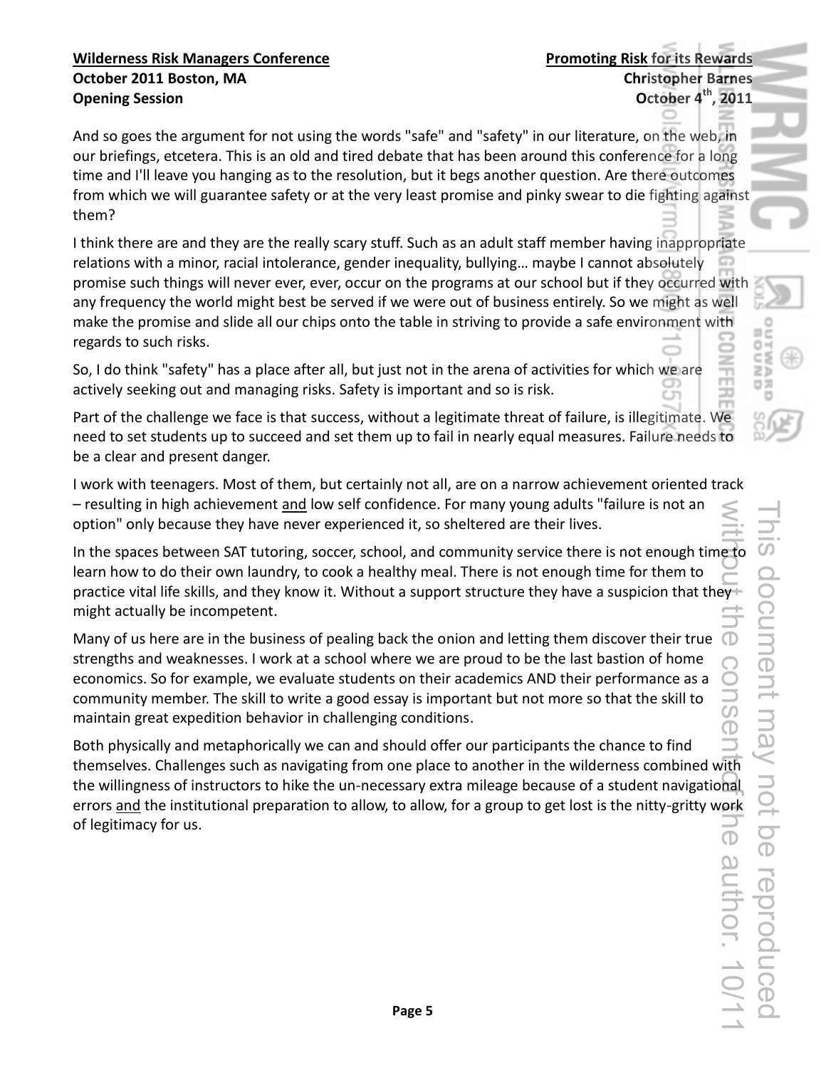And so goes the argument for not using the words "safe" and "safety" in our literature, on the web, in our briefings, etcetera. This is an old and tired debate that has been around this conference for a long time and I'll leave you hanging as to the resolution, but it begs another question. Are there outcomes from which we will guarantee safety or at the very least promise and pinky swear to die fighting against them?

I think there are and they are the really scary stuff. Such as an adult staff member having inappropriate relations with a minor, racial intolerance, gender inequality, bullying… maybe I cannot absolutely promise such things will never ever, ever, occur on the programs at our school but if they occurred with any frequency the world might best be served if we were out of business entirely. So we might as well make the promise and slide all our chips onto the table in striving to provide a safe environment with regards to such risks.

So, I do think "safety" has a place after all, but just not in the arena of activities for which we are actively seeking out and managing risks. Safety is important and so is risk.

Part of the challenge we face is that success, without a legitimate threat of failure, is illegitimate. We need to set students up to succeed and set them up to fail in nearly equal measures. Failure needs to be a clear and present danger.

I work with teenagers. Most of them, but certainly not all, are on a narrow achievement oriented track – resulting in high achievement <u>and</u> low self confidence. For many young adults "failure is not an option" only because they have never experienced it, so sheltered are their lives.

In the spaces between SAT tutoring, soccer, school, and community service there is not enough time to learn how to do their own laundry, to cook a healthy meal. There is not enough time for them to practice vital life skills, and they know it. Without a support structure they have a suspicion that they might actually be incompetent.

Many of us here are in the business of pealing back the onion and letting them discover their true strengths and weaknesses. I work at a school where we are proud to be the last bastion of home economics. So for example, we evaluate students on their academics AND their performance as a community member. The skill to write a good essay is important but not more so that the skill to maintain great expedition behavior in challenging conditions.

Both physically and metaphorically we can and should offer our participants the chance to find themselves. Challenges such as navigating from one place to another in the wilderness combined with the willingness of instructors to hike the un-necessary extra mileage because of a student navigational errors <u>and</u> the institutional preparation to allow, to allow, for a group to get lost is the nitty-gritty work of legitimacy for us.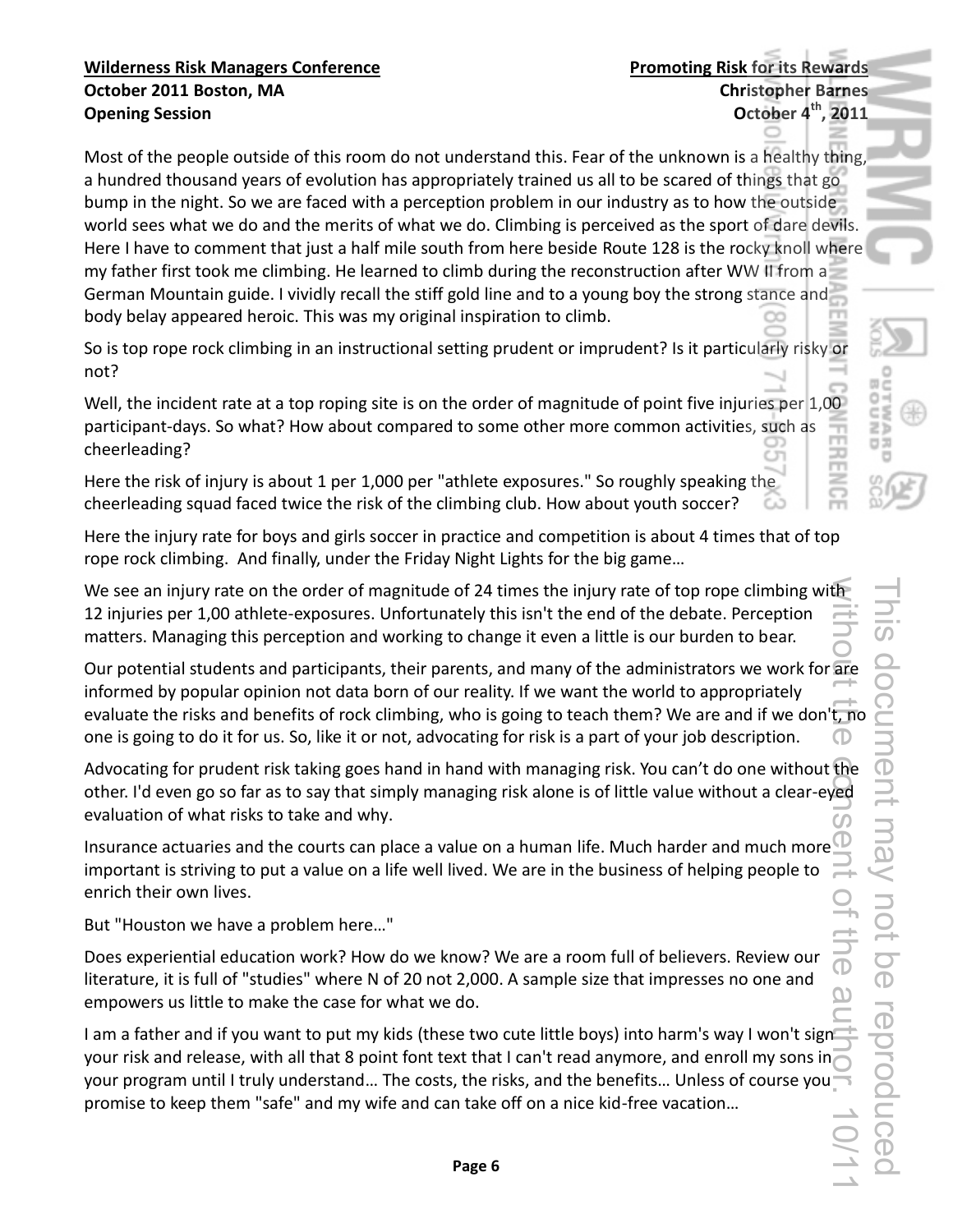Most of the people outside of this room do not understand this. Fear of the unknown is a healthy thing, a hundred thousand years of evolution has appropriately trained us all to be scared of things that go bump in the night. So we are faced with a perception problem in our industry as to how the outside world sees what we do and the merits of what we do. Climbing is perceived as the sport of dare devils. Here I have to comment that just a half mile south from here beside Route 128 is the rocky knoll where my father first took me climbing. He learned to climb during the reconstruction after WW II from a German Mountain guide. I vividly recall the stiff gold line and to a young boy the strong stance and body belay appeared heroic. This was my original inspiration to climb.

So is top rope rock climbing in an instructional setting prudent or imprudent? Is it particularly risky or not?

Well, the incident rate at a top roping site is on the order of magnitude of point five injuries per 1,00 participant-days. So what? How about compared to some other more common activities, such as cheerleading?

Here the risk of injury is about 1 per 1,000 per "athlete exposures." So roughly speaking the cheerleading squad faced twice the risk of the climbing club. How about youth soccer?

Here the injury rate for boys and girls soccer in practice and competition is about 4 times that of top rope rock climbing. And finally, under the Friday Night Lights for the big game…

We see an injury rate on the order of magnitude of 24 times the injury rate of top rope climbing with 12 injuries per 1,00 athlete-exposures. Unfortunately this isn't the end of the debate. Perception matters. Managing this perception and working to change it even a little is our burden to bear.

Our potential students and participants, their parents, and many of the administrators we work for are informed by popular opinion not data born of our reality. If we want the world to appropriately evaluate the risks and benefits of rock climbing, who is going to teach them? We are and if we don't, no one is going to do it for us. So, like it or not, advocating for risk is a part of your job description.

Advocating for prudent risk taking goes hand in hand with managing risk. You can't do one without the other. I'd even go so far as to say that simply managing risk alone is of little value without a clear-eyed evaluation of what risks to take and why.

Insurance actuaries and the courts can place a value on a human life. Much harder and much more important is striving to put a value on a life well lived. We are in the business of helping people to enrich their own lives.

But "Houston we have a problem here…"

Does experiential education work? How do we know? We are a room full of believers. Review our literature, it is full of "studies" where N of 20 not 2,000. A sample size that impresses no one and empowers us little to make the case for what we do.

I am a father and if you want to put my kids (these two cute little boys) into harm's way I won't sign your risk and release, with all that 8 point font text that I can't read anymore, and enroll my sons in your program until I truly understand… The costs, the risks, and the benefits… Unless of course you promise to keep them "safe" and my wife and can take off on a nice kid-free vacation…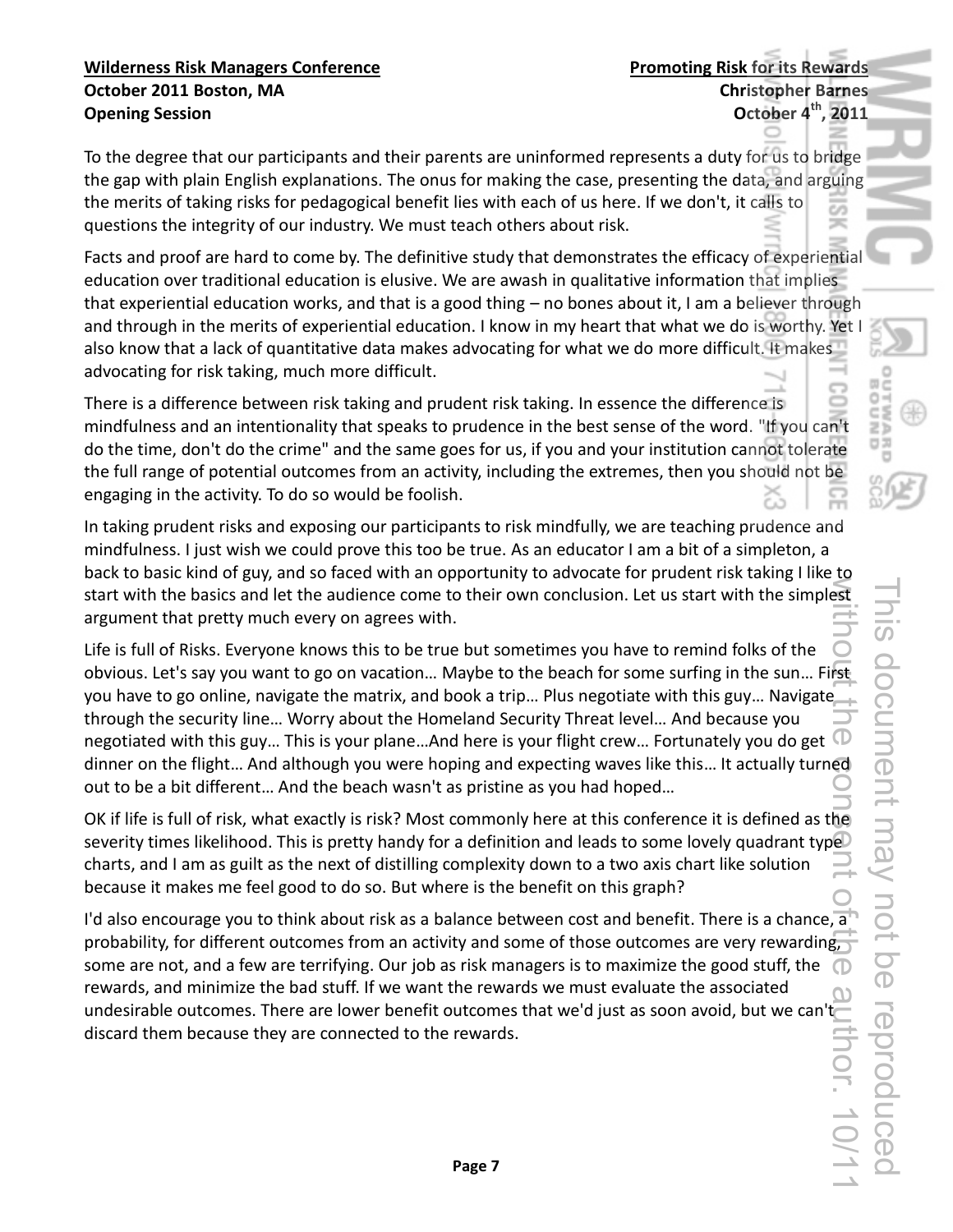To the degree that our participants and their parents are uninformed represents a duty for us to bridge the gap with plain English explanations. The onus for making the case, presenting the data, and arguing the merits of taking risks for pedagogical benefit lies with each of us here. If we don't, it calls to questions the integrity of our industry. We must teach others about risk.

Facts and proof are hard to come by. The definitive study that demonstrates the efficacy of experiential education over traditional education is elusive. We are awash in qualitative information that implies that experiential education works, and that is a good thing – no bones about it, I am a believer through and through in the merits of experiential education. I know in my heart that what we do is worthy. Yet I also know that a lack of quantitative data makes advocating for what we do more difficult. It makes advocating for risk taking, much more difficult.

There is a difference between risk taking and prudent risk taking. In essence the difference is mindfulness and an intentionality that speaks to prudence in the best sense of the word. "If you can't do the time, don't do the crime" and the same goes for us, if you and your institution cannot tolerate the full range of potential outcomes from an activity, including the extremes, then you should not be engaging in the activity. To do so would be foolish.

In taking prudent risks and exposing our participants to risk mindfully, we are teaching prudence and mindfulness. I just wish we could prove this too be true. As an educator I am a bit of a simpleton, a back to basic kind of guy, and so faced with an opportunity to advocate for prudent risk taking I like to start with the basics and let the audience come to their own conclusion. Let us start with the simplest argument that pretty much every on agrees with.

Life is full of Risks. Everyone knows this to be true but sometimes you have to remind folks of the obvious. Let's say you want to go on vacation… Maybe to the beach for some surfing in the sun… First you have to go online, navigate the matrix, and book a trip… Plus negotiate with this guy… Navigate through the security line… Worry about the Homeland Security Threat level… And because you negotiated with this guy… This is your plane…And here is your flight crew… Fortunately you do get dinner on the flight… And although you were hoping and expecting waves like this… It actually turned out to be a bit different… And the beach wasn't as pristine as you had hoped…

OK if life is full of risk, what exactly is risk? Most commonly here at this conference it is defined as the severity times likelihood. This is pretty handy for a definition and leads to some lovely quadrant type charts, and I am as guilt as the next of distilling complexity down to a two axis chart like solution because it makes me feel good to do so. But where is the benefit on this graph?

I'd also encourage you to think about risk as a balance between cost and benefit. There is a chance, a probability, for different outcomes from an activity and some of those outcomes are very rewarding, some are not, and a few are terrifying. Our job as risk managers is to maximize the good stuff, the rewards, and minimize the bad stuff. If we want the rewards we must evaluate the associated undesirable outcomes. There are lower benefit outcomes that we'd just as soon avoid, but we can't discard them because they are connected to the rewards.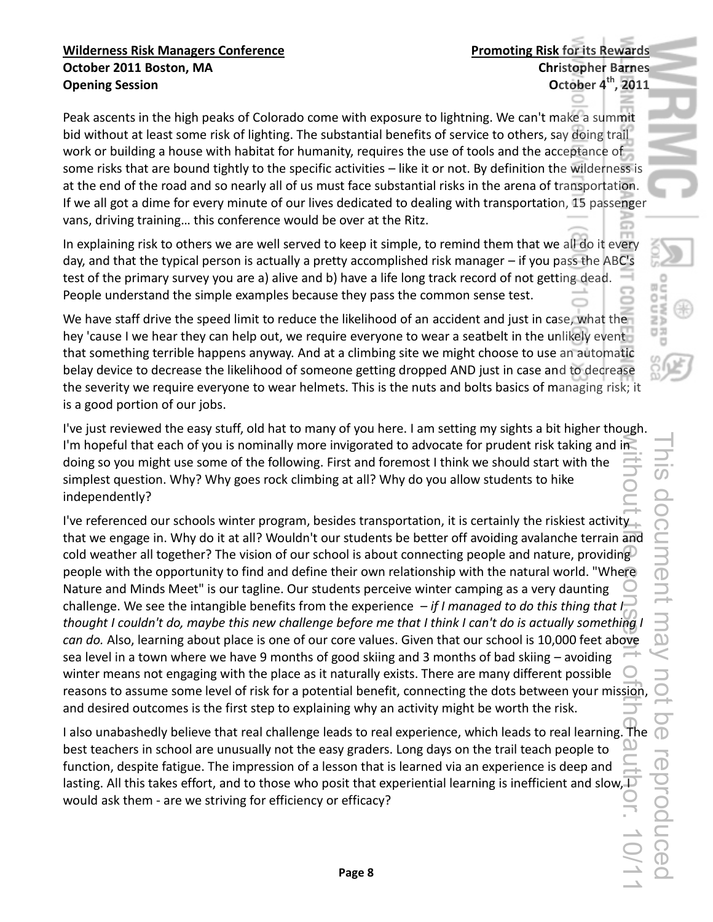Peak ascents in the high peaks of Colorado come with exposure to lightning. We can't make a summit bid without at least some risk of lighting. The substantial benefits of service to others, say doing trail work or building a house with habitat for humanity, requires the use of tools and the acceptance of some risks that are bound tightly to the specific activities – like it or not. By definition the wilderness is at the end of the road and so nearly all of us must face substantial risks in the arena of transportation. If we all got a dime for every minute of our lives dedicated to dealing with transportation, 15 passenger vans, driving training… this conference would be over at the Ritz.

In explaining risk to others we are well served to keep it simple, to remind them that we all do it every day, and that the typical person is actually a pretty accomplished risk manager – if you pass the ABC's test of the primary survey you are a) alive and b) have a life long track record of not getting dead. People understand the simple examples because they pass the common sense test.

We have staff drive the speed limit to reduce the likelihood of an accident and just in case, what the hey 'cause I we hear they can help out, we require everyone to wear a seatbelt in the unlikely event that something terrible happens anyway. And at a climbing site we might choose to use an automatic belay device to decrease the likelihood of someone getting dropped AND just in case and to decrease the severity we require everyone to wear helmets. This is the nuts and bolts basics of managing risk; it is a good portion of our jobs.

I've just reviewed the easy stuff, old hat to many of you here. I am setting my sights a bit higher though. I'm hopeful that each of you is nominally more invigorated to advocate for prudent risk taking and in doing so you might use some of the following. First and foremost I think we should start with the simplest question. Why? Why goes rock climbing at all? Why do you allow students to hike independently?

I've referenced our schools winter program, besides transportation, it is certainly the riskiest activity that we engage in. Why do it at all? Wouldn't our students be better off avoiding avalanche terrain and cold weather all together? The vision of our school is about connecting people and nature, providing people with the opportunity to find and define their own relationship with the natural world. "Where Nature and Minds Meet" is our tagline. Our students perceive winter camping as a very daunting challenge. We see the intangible benefits from the experience – *if I managed to do this thing that I thought I couldn't do, maybe this new challenge before me that I think I can't do is actually something I can do.* Also, learning about place is one of our core values. Given that our school is 10,000 feet above sea level in a town where we have 9 months of good skiing and 3 months of bad skiing – avoiding winter means not engaging with the place as it naturally exists. There are many different possible reasons to assume some level of risk for a potential benefit, connecting the dots between your mission, and desired outcomes is the first step to explaining why an activity might be worth the risk.

I also unabashedly believe that real challenge leads to real experience, which leads to real learning. The best teachers in school are unusually not the easy graders. Long days on the trail teach people to function, despite fatigue. The impression of a lesson that is learned via an experience is deep and lasting. All this takes effort, and to those who posit that experiential learning is inefficient and slow, I would ask them - are we striving for efficiency or efficacy?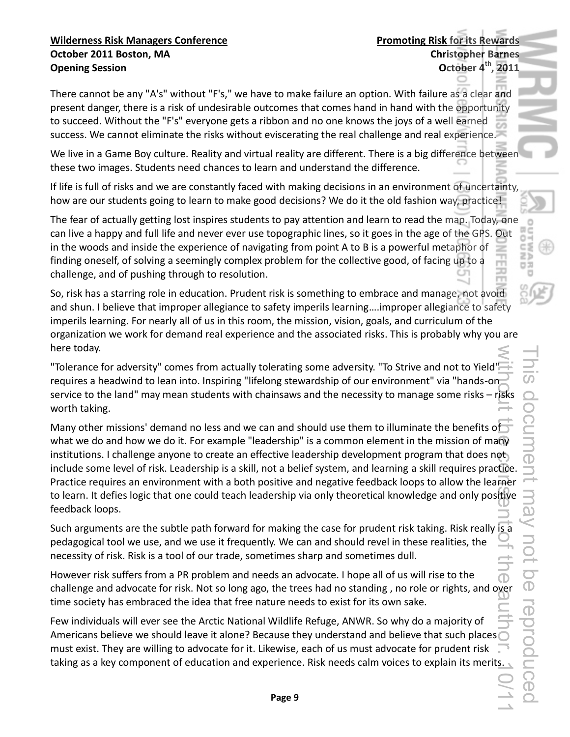There cannot be any "A's" without "F's," we have to make failure an option. With failure as a clear and present danger, there is a risk of undesirable outcomes that comes hand in hand with the opportunity to succeed. Without the "F's" everyone gets a ribbon and no one knows the joys of a well earned success. We cannot eliminate the risks without eviscerating the real challenge and real experience.

We live in a Game Boy culture. Reality and virtual reality are different. There is a big difference between these two images. Students need chances to learn and understand the difference.

If life is full of risks and we are constantly faced with making decisions in an environment of uncertainty, how are our students going to learn to make good decisions? We do it the old fashion way, practice!

The fear of actually getting lost inspires students to pay attention and learn to read the map. Today, one can live a happy and full life and never ever use topographic lines, so it goes in the age of the GPS. Out in the woods and inside the experience of navigating from point A to B is a powerful metaphor of finding oneself, of solving a seemingly complex problem for the collective good, of facing up to a challenge, and of pushing through to resolution.

So, risk has a starring role in education. Prudent risk is something to embrace and manage, not avoid and shun. I believe that improper allegiance to safety imperils learning….improper allegiance to safety imperils learning. For nearly all of us in this room, the mission, vision, goals, and curriculum of the organization we work for demand real experience and the associated risks. This is probably why you are here today.

"Tolerance for adversity" comes from actually tolerating some adversity. "To Strive and not to Yield" requires a headwind to lean into. Inspiring "lifelong stewardship of our environment" via "hands-on service to the land" may mean students with chainsaws and the necessity to manage some risks – risks worth taking.

Many other missions' demand no less and we can and should use them to illuminate the benefits of what we do and how we do it. For example "leadership" is a common element in the mission of many institutions. I challenge anyone to create an effective leadership development program that does not include some level of risk. Leadership is a skill, not a belief system, and learning a skill requires practice. Practice requires an environment with a both positive and negative feedback loops to allow the learner to learn. It defies logic that one could teach leadership via only theoretical knowledge and only positive feedback loops.

Such arguments are the subtle path forward for making the case for prudent risk taking. Risk really is a pedagogical tool we use, and we use it frequently. We can and should revel in these realities, the necessity of risk. Risk is a tool of our trade, sometimes sharp and sometimes dull.

However risk suffers from a PR problem and needs an advocate. I hope all of us will rise to the challenge and advocate for risk. Not so long ago, the trees had no standing , no role or rights, and over time society has embraced the idea that free nature needs to exist for its own sake.

Few individuals will ever see the Arctic National Wildlife Refuge, ANWR. So why do a majority of Americans believe we should leave it alone? Because they understand and believe that such places must exist. They are willing to advocate for it. Likewise, each of us must advocate for prudent risk taking as a key component of education and experience. Risk needs calm voices to explain its merits.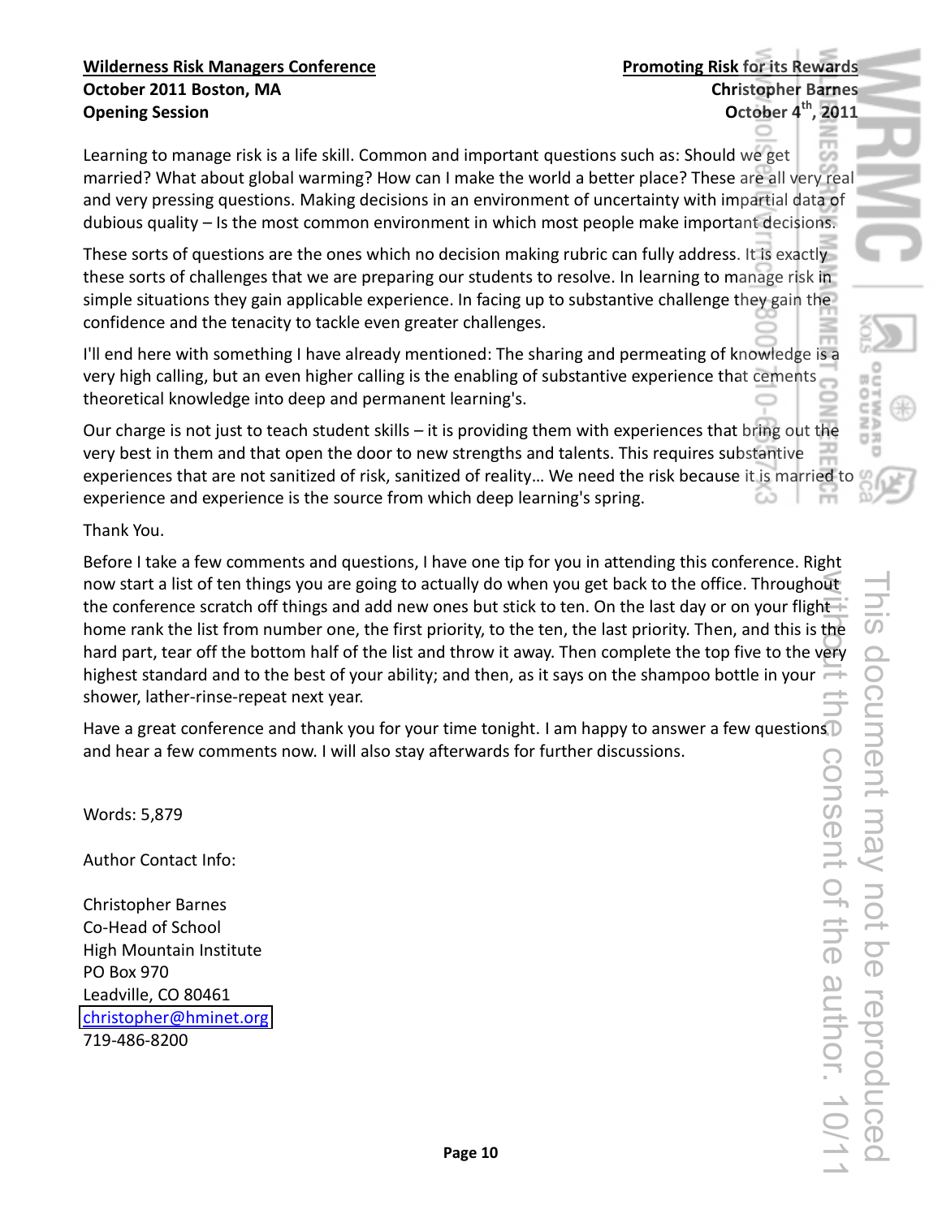Learning to manage risk is a life skill. Common and important questions such as: Should we get married? What about global warming? How can I make the world a better place? These are all very real and very pressing questions. Making decisions in an environment of uncertainty with impartial data of dubious quality – Is the most common environment in which most people make important decisions.

These sorts of questions are the ones which no decision making rubric can fully address. It is exactly these sorts of challenges that we are preparing our students to resolve. In learning to manage risk in simple situations they gain applicable experience. In facing up to substantive challenge they gain the confidence and the tenacity to tackle even greater challenges.

I'll end here with something I have already mentioned: The sharing and permeating of knowledge is a very high calling, but an even higher calling is the enabling of substantive experience that cements theoretical knowledge into deep and permanent learning's.

Our charge is not just to teach student skills – it is providing them with experiences that bring out the very best in them and that open the door to new strengths and talents. This requires substantive experiences that are not sanitized of risk, sanitized of reality… We need the risk because it is married to experience and experience is the source from which deep learning's spring.

Thank You.

Before I take a few comments and questions, I have one tip for you in attending this conference. Right now start a list of ten things you are going to actually do when you get back to the office. Throughout the conference scratch off things and add new ones but stick to ten. On the last day or on your flight home rank the list from number one, the first priority, to the ten, the last priority. Then, and this is the hard part, tear off the bottom half of the list and throw it away. Then complete the top five to the very highest standard and to the best of your ability; and then, as it says on the shampoo bottle in your shower, lather-rinse-repeat next year.

Have a great conference and thank you for your time tonight. I am happy to answer a few questions and hear a few comments now. I will also stay afterwards for further discussions.

Words: 5,879

Author Contact Info:

Christopher Barnes
Co-Head of School
High Mountain Institute
PO Box 970
Leadville, CO 80461
christopher@hminet.org
719-486-8200